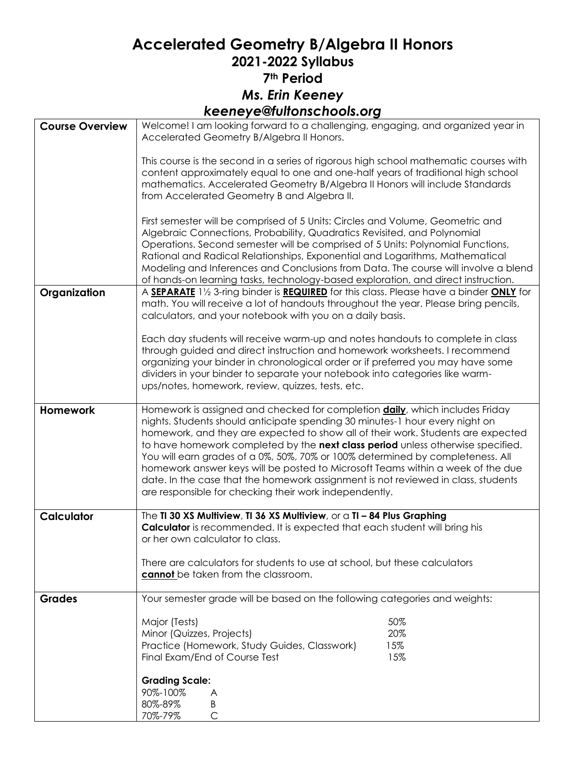# Accelerated Geometry B/Algebra II Honors

## 2021-2022 Syllabus

## 7th Period

## *Ms. Erin Keeney*

## *keeneye@fultonschools.org*

| | |
|---|---|
| **Course Overview** | Welcome! I am looking forward to a challenging, engaging, and organized year in Accelerated Geometry B/Algebra II Honors.<br><br>This course is the second in a series of rigorous high school mathematic courses with content approximately equal to one and one-half years of traditional high school mathematics. Accelerated Geometry B/Algebra II Honors will include Standards from Accelerated Geometry B and Algebra II.<br><br>First semester will be comprised of 5 Units: Circles and Volume, Geometric and Algebraic Connections, Probability, Quadratics Revisited, and Polynomial Operations. Second semester will be comprised of 5 Units: Polynomial Functions, Rational and Radical Relationships, Exponential and Logarithms, Mathematical Modeling and Inferences and Conclusions from Data. The course will involve a blend of hands-on learning tasks, technology-based exploration, and direct instruction. |
| **Organization** | A <u>**SEPARATE**</u> 1½ 3-ring binder is <u>**REQUIRED**</u> for this class. Please have a binder <u>**ONLY**</u> for math. You will receive a lot of handouts throughout the year. Please bring pencils, calculators, and your notebook with you on a daily basis.<br><br>Each day students will receive warm-up and notes handouts to complete in class through guided and direct instruction and homework worksheets. I recommend organizing your binder in chronological order or if preferred you may have some dividers in your binder to separate your notebook into categories like warm-ups/notes, homework, review, quizzes, tests, etc. |
| **Homework** | Homework is assigned and checked for completion <u>**daily**</u>, which includes Friday nights. Students should anticipate spending 30 minutes-1 hour every night on homework, and they are expected to show all of their work. Students are expected to have homework completed by the **next class period** unless otherwise specified. You will earn grades of a 0%, 50%, 70% or 100% determined by completeness. All homework answer keys will be posted to Microsoft Teams within a week of the due date. In the case that the homework assignment is not reviewed in class, students are responsible for checking their work independently. |
| **Calculator** | The **TI 30 XS Multiview**, **TI 36 XS Multiview**, or a **TI – 84 Plus Graphing Calculator** is recommended. It is expected that each student will bring his or her own calculator to class.<br><br>There are calculators for students to use at school, but these calculators <u>**cannot**</u> be taken from the classroom. |
| **Grades** | Your semester grade will be based on the following categories and weights:<br><br>Major (Tests) — 50%<br>Minor (Quizzes, Projects) — 20%<br>Practice (Homework, Study Guides, Classwork) — 15%<br>Final Exam/End of Course Test — 15%<br><br>**Grading Scale:**<br>90%-100% A<br>80%-89% B<br>70%-79% C |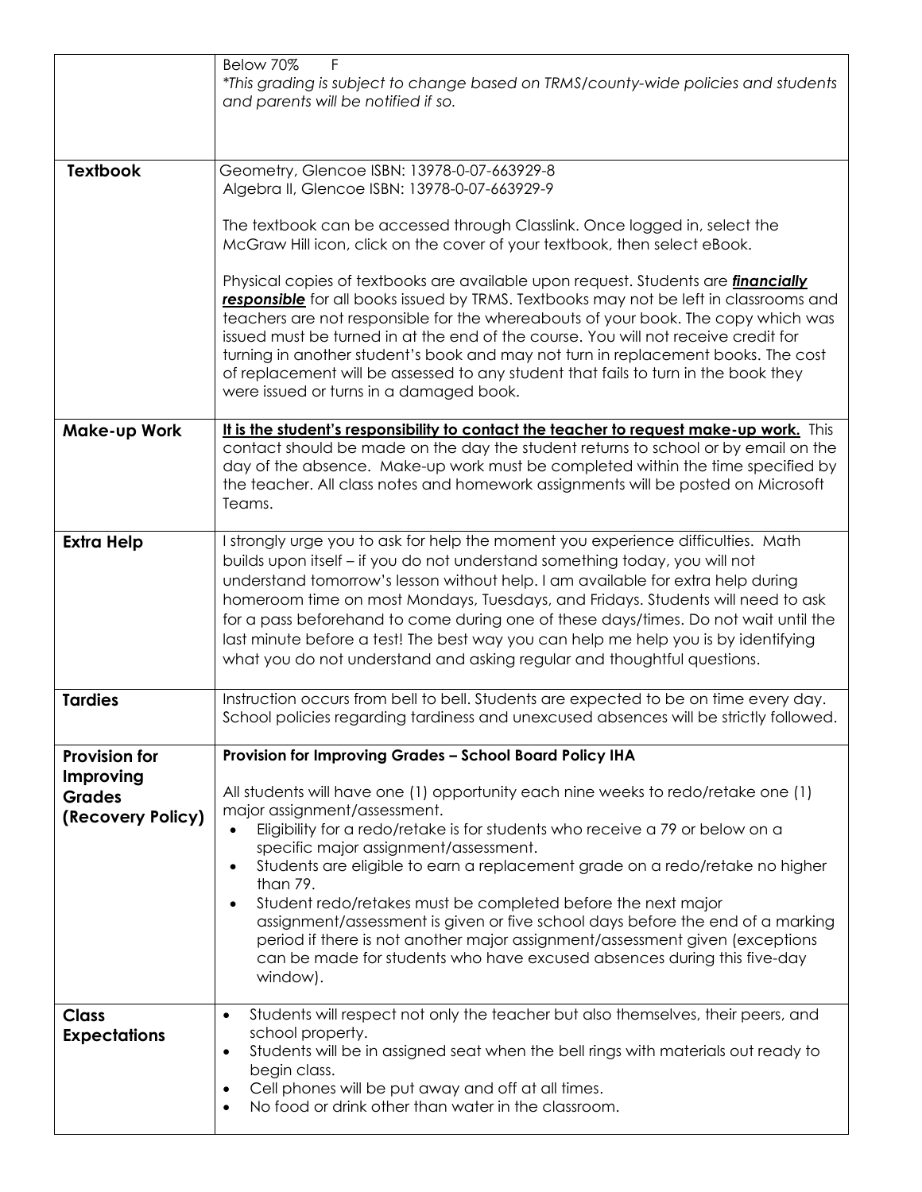| | |
|---|---|
| | Below 70% F<br>*\*This grading is subject to change based on TRMS/county-wide policies and students and parents will be notified if so.* |
| **Textbook** | Geometry, Glencoe ISBN: 13978-0-07-663929-8<br>Algebra II, Glencoe ISBN: 13978-0-07-663929-9<br><br>The textbook can be accessed through Classlink. Once logged in, select the McGraw Hill icon, click on the cover of your textbook, then select eBook.<br><br>Physical copies of textbooks are available upon request. Students are ***financially responsible*** for all books issued by TRMS. Textbooks may not be left in classrooms and teachers are not responsible for the whereabouts of your book. The copy which was issued must be turned in at the end of the course. You will not receive credit for turning in another student's book and may not turn in replacement books. The cost of replacement will be assessed to any student that fails to turn in the book they were issued or turns in a damaged book. |
| **Make-up Work** | **It is the student's responsibility to contact the teacher to request make-up work.** This contact should be made on the day the student returns to school or by email on the day of the absence. Make-up work must be completed within the time specified by the teacher. All class notes and homework assignments will be posted on Microsoft Teams. |
| **Extra Help** | I strongly urge you to ask for help the moment you experience difficulties. Math builds upon itself – if you do not understand something today, you will not understand tomorrow's lesson without help. I am available for extra help during homeroom time on most Mondays, Tuesdays, and Fridays. Students will need to ask for a pass beforehand to come during one of these days/times. Do not wait until the last minute before a test! The best way you can help me help you is by identifying what you do not understand and asking regular and thoughtful questions. |
| **Tardies** | Instruction occurs from bell to bell. Students are expected to be on time every day. School policies regarding tardiness and unexcused absences will be strictly followed. |
| **Provision for Improving Grades (Recovery Policy)** | **Provision for Improving Grades – School Board Policy IHA**<br><br>All students will have one (1) opportunity each nine weeks to redo/retake one (1) major assignment/assessment.<br>• Eligibility for a redo/retake is for students who receive a 79 or below on a specific major assignment/assessment.<br>• Students are eligible to earn a replacement grade on a redo/retake no higher than 79.<br>• Student redo/retakes must be completed before the next major assignment/assessment is given or five school days before the end of a marking period if there is not another major assignment/assessment given (exceptions can be made for students who have excused absences during this five-day window). |
| **Class Expectations** | • Students will respect not only the teacher but also themselves, their peers, and school property.<br>• Students will be in assigned seat when the bell rings with materials out ready to begin class.<br>• Cell phones will be put away and off at all times.<br>• No food or drink other than water in the classroom. |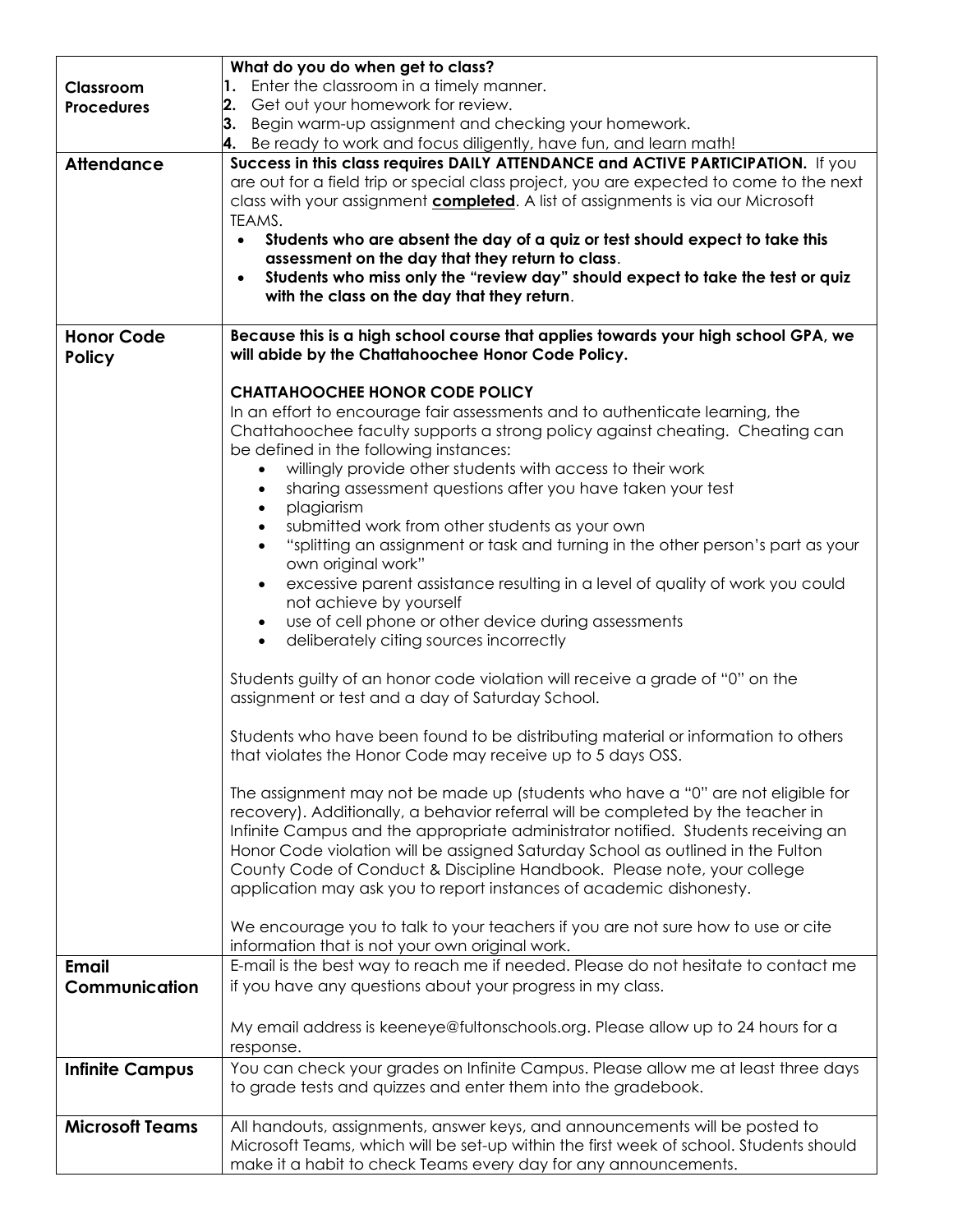| | |
|---|---|
| **Classroom Procedures** | **What do you do when get to class?**<br>**1.** Enter the classroom in a timely manner.<br>**2.** Get out your homework for review.<br>**3.** Begin warm-up assignment and checking your homework.<br>**4.** Be ready to work and focus diligently, have fun, and learn math! |
| **Attendance** | **Success in this class requires DAILY ATTENDANCE and ACTIVE PARTICIPATION.** If you are out for a field trip or special class project, you are expected to come to the next class with your assignment **completed**. A list of assignments is via our Microsoft TEAMS.<br>• **Students who are absent the day of a quiz or test should expect to take this assessment on the day that they return to class**.<br>• **Students who miss only the "review day" should expect to take the test or quiz with the class on the day that they return**. |
| **Honor Code Policy** | **Because this is a high school course that applies towards your high school GPA, we will abide by the Chattahoochee Honor Code Policy.**<br><br>**CHATTAHOOCHEE HONOR CODE POLICY**<br>In an effort to encourage fair assessments and to authenticate learning, the Chattahoochee faculty supports a strong policy against cheating. Cheating can be defined in the following instances:<br>• willingly provide other students with access to their work<br>• sharing assessment questions after you have taken your test<br>• plagiarism<br>• submitted work from other students as your own<br>• "splitting an assignment or task and turning in the other person's part as your own original work"<br>• excessive parent assistance resulting in a level of quality of work you could not achieve by yourself<br>• use of cell phone or other device during assessments<br>• deliberately citing sources incorrectly<br><br>Students guilty of an honor code violation will receive a grade of "0" on the assignment or test and a day of Saturday School.<br><br>Students who have been found to be distributing material or information to others that violates the Honor Code may receive up to 5 days OSS.<br><br>The assignment may not be made up (students who have a "0" are not eligible for recovery). Additionally, a behavior referral will be completed by the teacher in Infinite Campus and the appropriate administrator notified. Students receiving an Honor Code violation will be assigned Saturday School as outlined in the Fulton County Code of Conduct & Discipline Handbook. Please note, your college application may ask you to report instances of academic dishonesty.<br><br>We encourage you to talk to your teachers if you are not sure how to use or cite information that is not your own original work. |
| **Email Communication** | E-mail is the best way to reach me if needed. Please do not hesitate to contact me if you have any questions about your progress in my class.<br><br>My email address is keeneye@fultonschools.org. Please allow up to 24 hours for a response. |
| **Infinite Campus** | You can check your grades on Infinite Campus. Please allow me at least three days to grade tests and quizzes and enter them into the gradebook. |
| **Microsoft Teams** | All handouts, assignments, answer keys, and announcements will be posted to Microsoft Teams, which will be set-up within the first week of school. Students should make it a habit to check Teams every day for any announcements. |